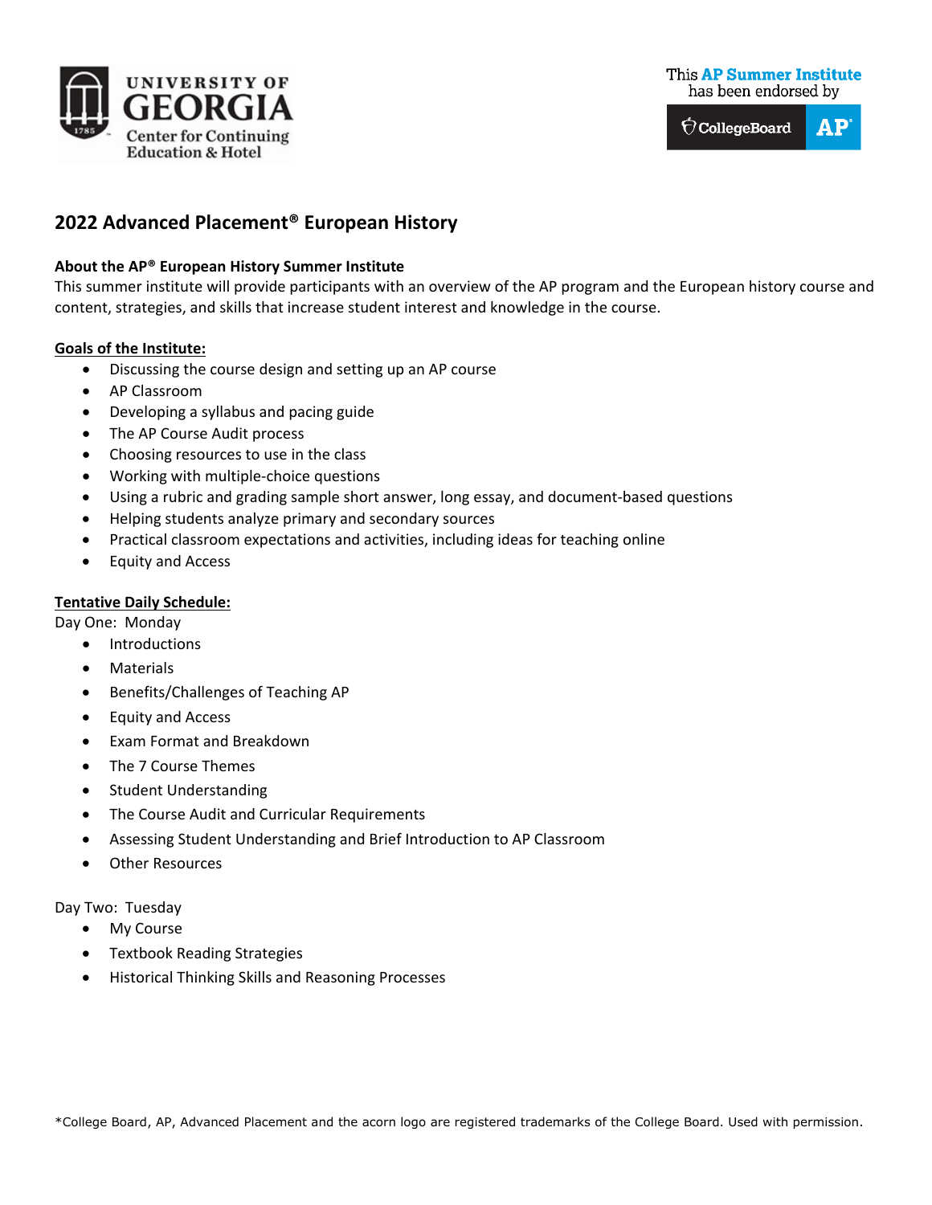UNIVERSITY OF GEORGIA
Center for Continuing Education & Hotel

This **AP Summer Institute** has been endorsed by CollegeBoard AP

# 2022 Advanced Placement® European History

**About the AP® European History Summer Institute**

This summer institute will provide participants with an overview of the AP program and the European history course and content, strategies, and skills that increase student interest and knowledge in the course.

**Goals of the Institute:**

- Discussing the course design and setting up an AP course
- AP Classroom
- Developing a syllabus and pacing guide
- The AP Course Audit process
- Choosing resources to use in the class
- Working with multiple-choice questions
- Using a rubric and grading sample short answer, long essay, and document-based questions
- Helping students analyze primary and secondary sources
- Practical classroom expectations and activities, including ideas for teaching online
- Equity and Access

**Tentative Daily Schedule:**

Day One: Monday

- Introductions
- Materials
- Benefits/Challenges of Teaching AP
- Equity and Access
- Exam Format and Breakdown
- The 7 Course Themes
- Student Understanding
- The Course Audit and Curricular Requirements
- Assessing Student Understanding and Brief Introduction to AP Classroom
- Other Resources

Day Two: Tuesday

- My Course
- Textbook Reading Strategies
- Historical Thinking Skills and Reasoning Processes

*College Board, AP, Advanced Placement and the acorn logo are registered trademarks of the College Board. Used with permission.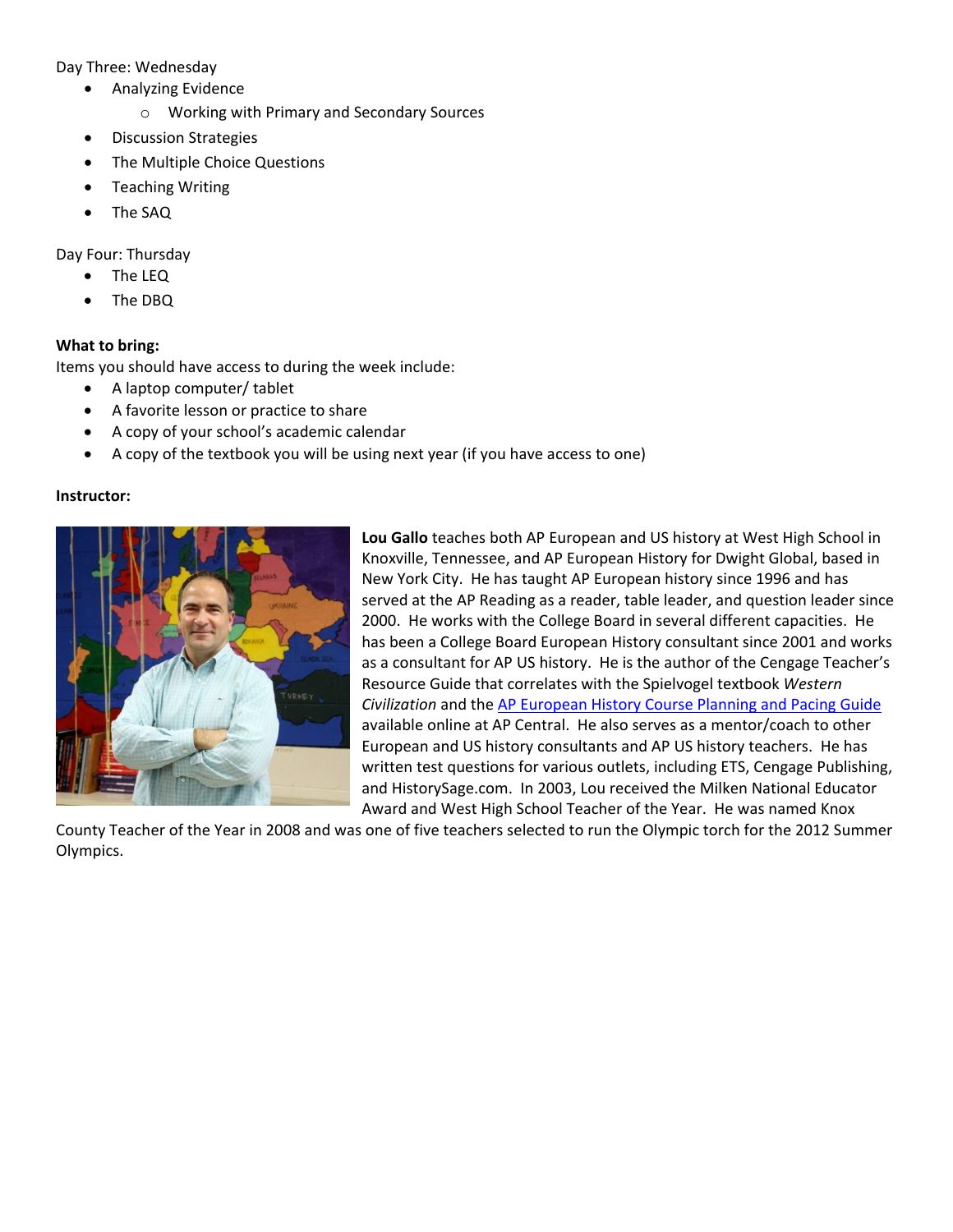Day Three: Wednesday

- Analyzing Evidence
    - Working with Primary and Secondary Sources
- Discussion Strategies
- The Multiple Choice Questions
- Teaching Writing
- The SAQ

Day Four: Thursday

- The LEQ
- The DBQ

**What to bring:**

Items you should have access to during the week include:

- A laptop computer/ tablet
- A favorite lesson or practice to share
- A copy of your school's academic calendar
- A copy of the textbook you will be using next year (if you have access to one)

**Instructor:**

**Lou Gallo** teaches both AP European and US history at West High School in Knoxville, Tennessee, and AP European History for Dwight Global, based in New York City. He has taught AP European history since 1996 and has served at the AP Reading as a reader, table leader, and question leader since 2000. He works with the College Board in several different capacities. He has been a College Board European History consultant since 2001 and works as a consultant for AP US history. He is the author of the Cengage Teacher's Resource Guide that correlates with the Spielvogel textbook *Western Civilization* and the AP European History Course Planning and Pacing Guide available online at AP Central. He also serves as a mentor/coach to other European and US history consultants and AP US history teachers. He has written test questions for various outlets, including ETS, Cengage Publishing, and HistorySage.com. In 2003, Lou received the Milken National Educator Award and West High School Teacher of the Year. He was named Knox County Teacher of the Year in 2008 and was one of five teachers selected to run the Olympic torch for the 2012 Summer Olympics.